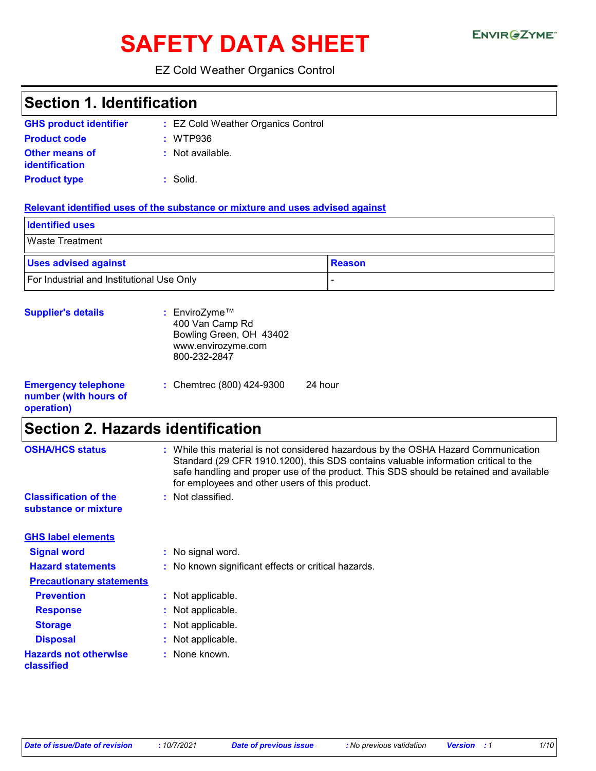# SAFETY DATA SHEET

EZ Cold Weather Organics Control

## Section 1. Identification

**GHS product identifier** : EZ Cold Weather Organics Control

**Product code** : WTP936

**Other means of identification** : Not available.

**Product type** : Solid.

**Relevant identified uses of the substance or mixture and uses advised against**

| Identified uses | |
|---|---|
| Waste Treatment | |

| Uses advised against | Reason |
|---|---|
| For Industrial and Institutional Use Only | - |

**Supplier's details** : EnviroZyme™
400 Van Camp Rd
Bowling Green, OH 43402
www.envirozyme.com
800-232-2847

**Emergency telephone number (with hours of operation)** : Chemtrec (800) 424-9300 24 hour

## Section 2. Hazards identification

**OSHA/HCS status** : While this material is not considered hazardous by the OSHA Hazard Communication Standard (29 CFR 1910.1200), this SDS contains valuable information critical to the safe handling and proper use of the product. This SDS should be retained and available for employees and other users of this product.

**Classification of the substance or mixture** : Not classified.

**GHS label elements**

**Signal word** : No signal word.

**Hazard statements** : No known significant effects or critical hazards.

**Precautionary statements**

**Prevention** : Not applicable.

**Response** : Not applicable.

**Storage** : Not applicable.

**Disposal** : Not applicable.

**Hazards not otherwise classified** : None known.

*Date of issue/Date of revision* : 10/7/2021 *Date of previous issue* : No previous validation *Version* : 1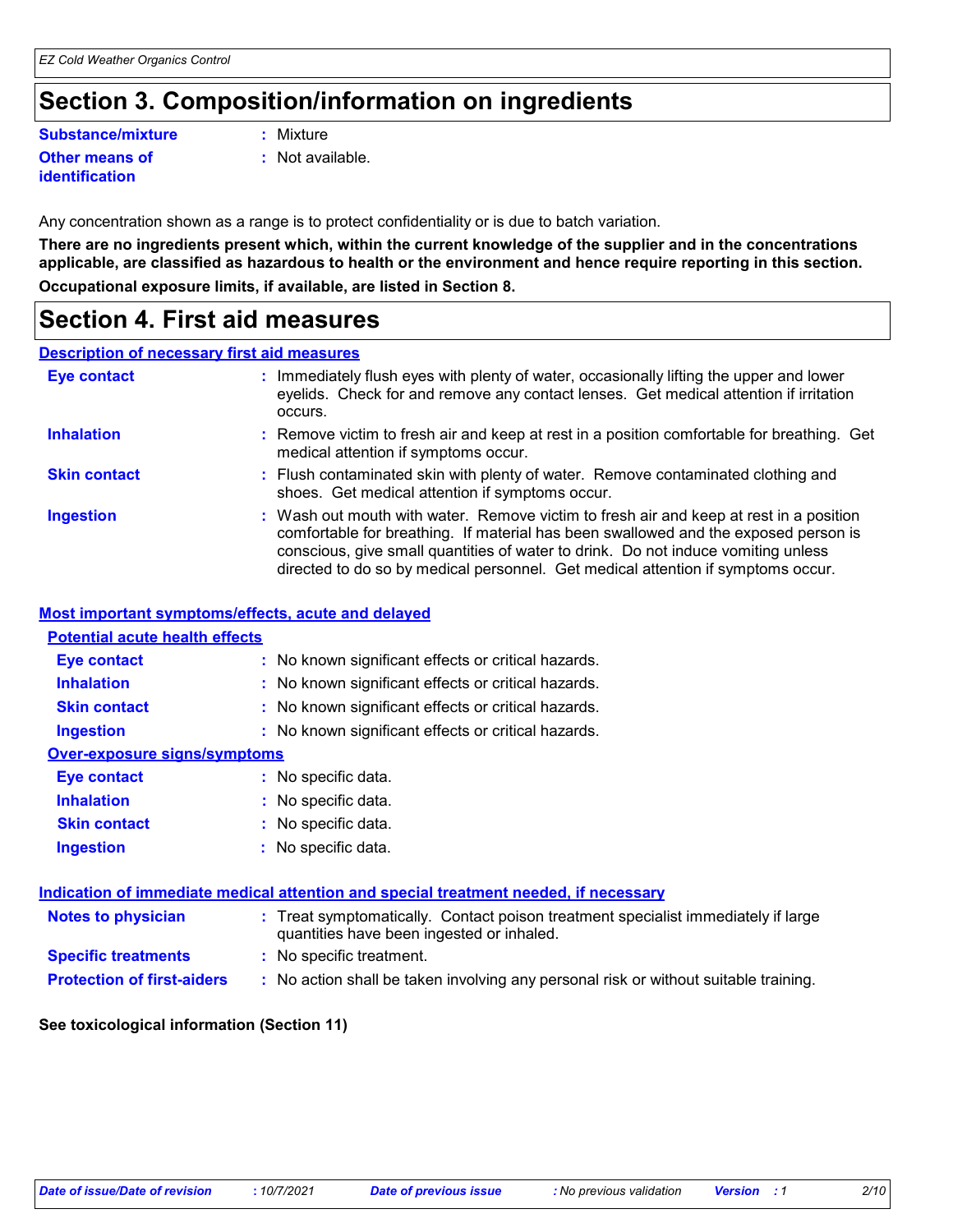# Section 3. Composition/information on ingredients

| | |
|---|---|
| **Substance/mixture** | : Mixture |
| **Other means of identification** | : Not available. |

Any concentration shown as a range is to protect confidentiality or is due to batch variation.

**There are no ingredients present which, within the current knowledge of the supplier and in the concentrations applicable, are classified as hazardous to health or the environment and hence require reporting in this section.**

**Occupational exposure limits, if available, are listed in Section 8.**

# Section 4. First aid measures

## Description of necessary first aid measures

| | |
|---|---|
| **Eye contact** | : Immediately flush eyes with plenty of water, occasionally lifting the upper and lower eyelids. Check for and remove any contact lenses. Get medical attention if irritation occurs. |
| **Inhalation** | : Remove victim to fresh air and keep at rest in a position comfortable for breathing. Get medical attention if symptoms occur. |
| **Skin contact** | : Flush contaminated skin with plenty of water. Remove contaminated clothing and shoes. Get medical attention if symptoms occur. |
| **Ingestion** | : Wash out mouth with water. Remove victim to fresh air and keep at rest in a position comfortable for breathing. If material has been swallowed and the exposed person is conscious, give small quantities of water to drink. Do not induce vomiting unless directed to do so by medical personnel. Get medical attention if symptoms occur. |

## Most important symptoms/effects, acute and delayed

### Potential acute health effects

| | |
|---|---|
| **Eye contact** | : No known significant effects or critical hazards. |
| **Inhalation** | : No known significant effects or critical hazards. |
| **Skin contact** | : No known significant effects or critical hazards. |
| **Ingestion** | : No known significant effects or critical hazards. |

### Over-exposure signs/symptoms

| | |
|---|---|
| **Eye contact** | : No specific data. |
| **Inhalation** | : No specific data. |
| **Skin contact** | : No specific data. |
| **Ingestion** | : No specific data. |

## Indication of immediate medical attention and special treatment needed, if necessary

| | |
|---|---|
| **Notes to physician** | : Treat symptomatically. Contact poison treatment specialist immediately if large quantities have been ingested or inhaled. |
| **Specific treatments** | : No specific treatment. |
| **Protection of first-aiders** | : No action shall be taken involving any personal risk or without suitable training. |

**See toxicological information (Section 11)**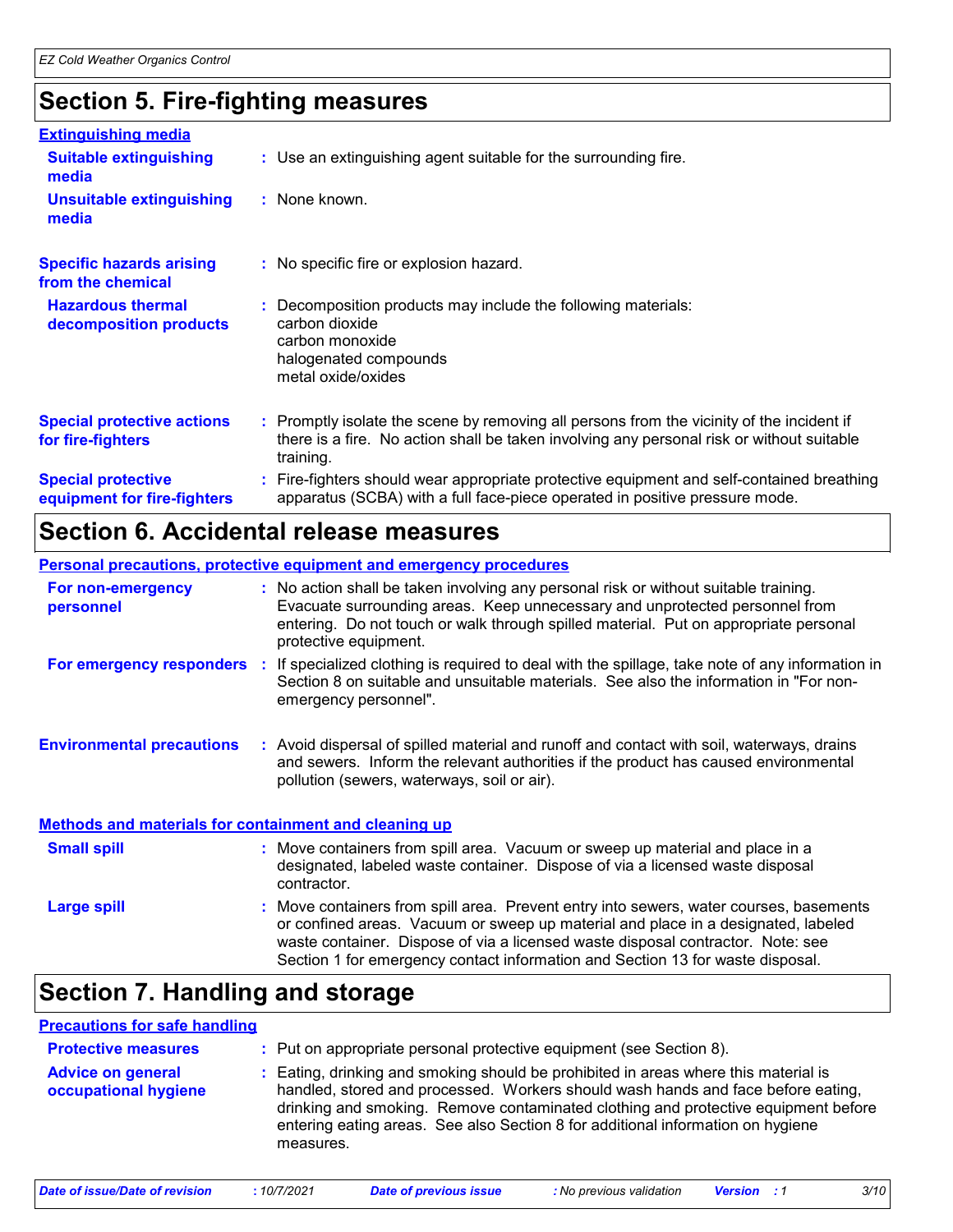## Section 5. Fire-fighting measures

### Extinguishing media

**Suitable extinguishing media** : Use an extinguishing agent suitable for the surrounding fire.

**Unsuitable extinguishing media** : None known.

**Specific hazards arising from the chemical** : No specific fire or explosion hazard.

**Hazardous thermal decomposition products** : Decomposition products may include the following materials:
carbon dioxide
carbon monoxide
halogenated compounds
metal oxide/oxides

**Special protective actions for fire-fighters** : Promptly isolate the scene by removing all persons from the vicinity of the incident if there is a fire. No action shall be taken involving any personal risk or without suitable training.

**Special protective equipment for fire-fighters** : Fire-fighters should wear appropriate protective equipment and self-contained breathing apparatus (SCBA) with a full face-piece operated in positive pressure mode.

## Section 6. Accidental release measures

### Personal precautions, protective equipment and emergency procedures

**For non-emergency personnel** : No action shall be taken involving any personal risk or without suitable training. Evacuate surrounding areas. Keep unnecessary and unprotected personnel from entering. Do not touch or walk through spilled material. Put on appropriate personal protective equipment.

**For emergency responders** : If specialized clothing is required to deal with the spillage, take note of any information in Section 8 on suitable and unsuitable materials. See also the information in "For non-emergency personnel".

**Environmental precautions** : Avoid dispersal of spilled material and runoff and contact with soil, waterways, drains and sewers. Inform the relevant authorities if the product has caused environmental pollution (sewers, waterways, soil or air).

### Methods and materials for containment and cleaning up

**Small spill** : Move containers from spill area. Vacuum or sweep up material and place in a designated, labeled waste container. Dispose of via a licensed waste disposal contractor.

**Large spill** : Move containers from spill area. Prevent entry into sewers, water courses, basements or confined areas. Vacuum or sweep up material and place in a designated, labeled waste container. Dispose of via a licensed waste disposal contractor. Note: see Section 1 for emergency contact information and Section 13 for waste disposal.

## Section 7. Handling and storage

### Precautions for safe handling

**Protective measures** : Put on appropriate personal protective equipment (see Section 8).

**Advice on general occupational hygiene** : Eating, drinking and smoking should be prohibited in areas where this material is handled, stored and processed. Workers should wash hands and face before eating, drinking and smoking. Remove contaminated clothing and protective equipment before entering eating areas. See also Section 8 for additional information on hygiene measures.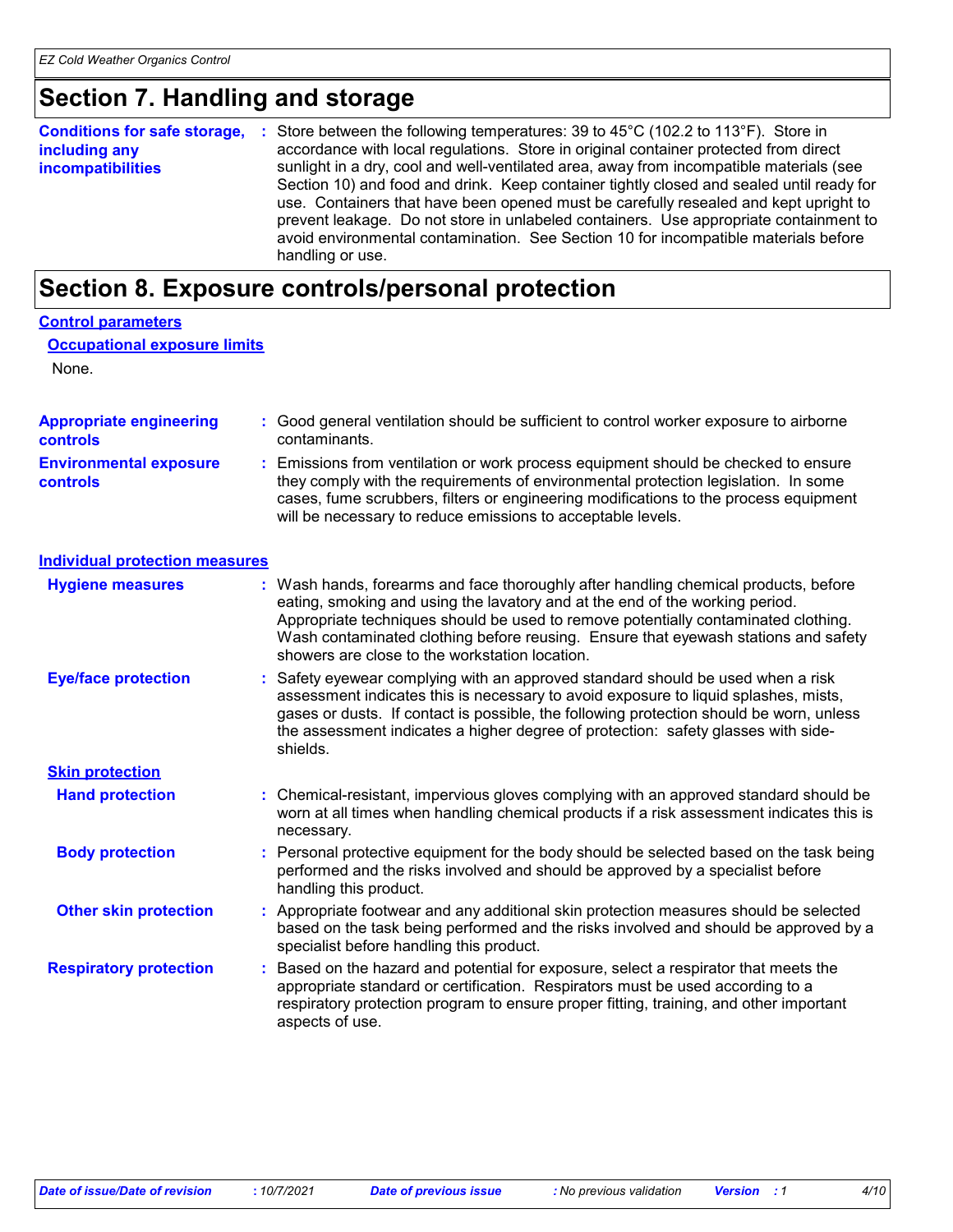# Section 7. Handling and storage

**Conditions for safe storage, including any incompatibilities** : Store between the following temperatures: 39 to 45°C (102.2 to 113°F). Store in accordance with local regulations. Store in original container protected from direct sunlight in a dry, cool and well-ventilated area, away from incompatible materials (see Section 10) and food and drink. Keep container tightly closed and sealed until ready for use. Containers that have been opened must be carefully resealed and kept upright to prevent leakage. Do not store in unlabeled containers. Use appropriate containment to avoid environmental contamination. See Section 10 for incompatible materials before handling or use.

# Section 8. Exposure controls/personal protection

## Control parameters

### Occupational exposure limits

None.

**Appropriate engineering controls** : Good general ventilation should be sufficient to control worker exposure to airborne contaminants.

**Environmental exposure controls** : Emissions from ventilation or work process equipment should be checked to ensure they comply with the requirements of environmental protection legislation. In some cases, fume scrubbers, filters or engineering modifications to the process equipment will be necessary to reduce emissions to acceptable levels.

## Individual protection measures

**Hygiene measures** : Wash hands, forearms and face thoroughly after handling chemical products, before eating, smoking and using the lavatory and at the end of the working period. Appropriate techniques should be used to remove potentially contaminated clothing. Wash contaminated clothing before reusing. Ensure that eyewash stations and safety showers are close to the workstation location.

**Eye/face protection** : Safety eyewear complying with an approved standard should be used when a risk assessment indicates this is necessary to avoid exposure to liquid splashes, mists, gases or dusts. If contact is possible, the following protection should be worn, unless the assessment indicates a higher degree of protection: safety glasses with side-shields.

### Skin protection

**Hand protection** : Chemical-resistant, impervious gloves complying with an approved standard should be worn at all times when handling chemical products if a risk assessment indicates this is necessary.

**Body protection** : Personal protective equipment for the body should be selected based on the task being performed and the risks involved and should be approved by a specialist before handling this product.

**Other skin protection** : Appropriate footwear and any additional skin protection measures should be selected based on the task being performed and the risks involved and should be approved by a specialist before handling this product.

**Respiratory protection** : Based on the hazard and potential for exposure, select a respirator that meets the appropriate standard or certification. Respirators must be used according to a respiratory protection program to ensure proper fitting, training, and other important aspects of use.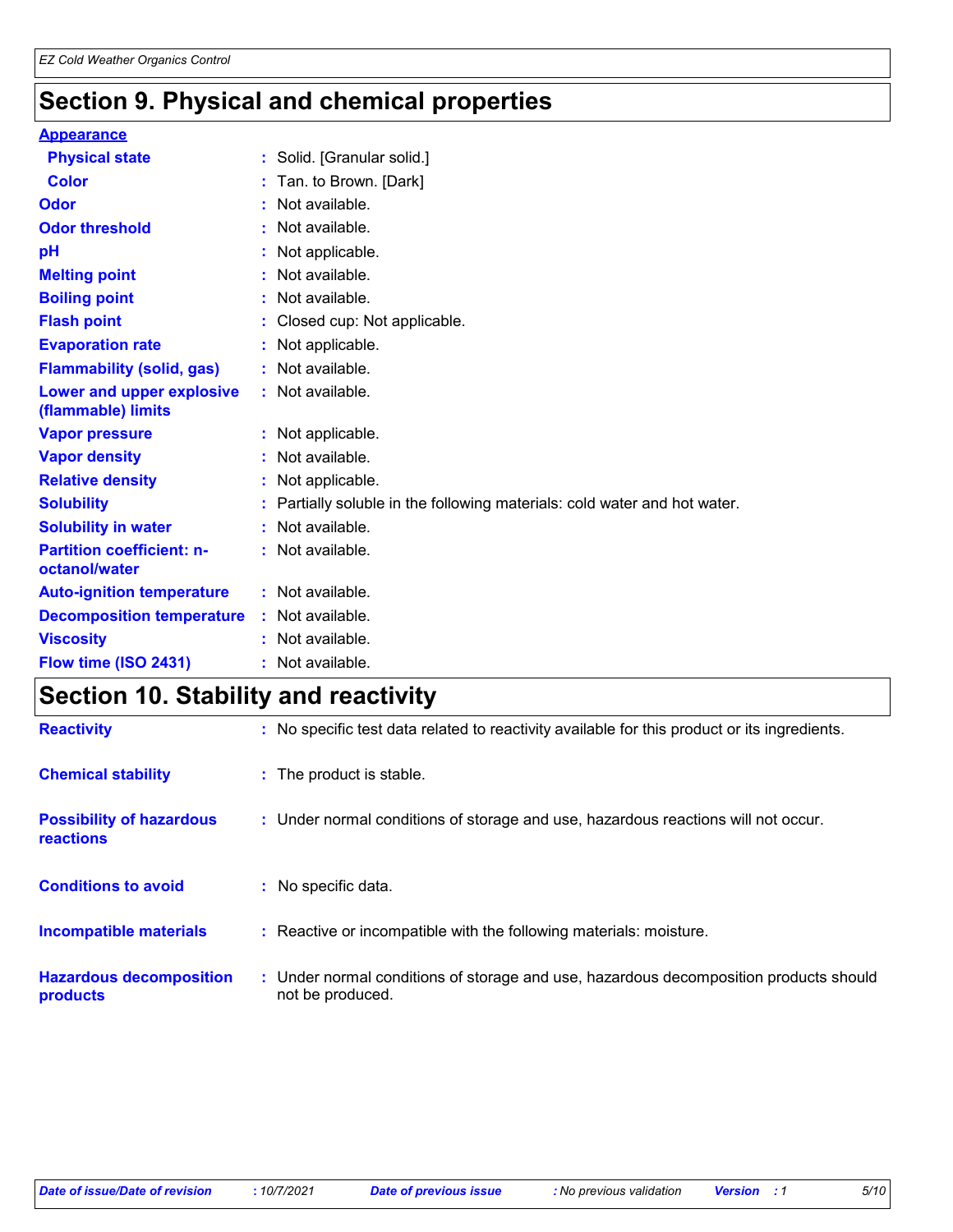# Section 9. Physical and chemical properties

**Appearance**

| | |
|---|---|
| **Physical state** | : Solid. [Granular solid.] |
| **Color** | : Tan. to Brown. [Dark] |
| **Odor** | : Not available. |
| **Odor threshold** | : Not available. |
| **pH** | : Not applicable. |
| **Melting point** | : Not available. |
| **Boiling point** | : Not available. |
| **Flash point** | : Closed cup: Not applicable. |
| **Evaporation rate** | : Not applicable. |
| **Flammability (solid, gas)** | : Not available. |
| **Lower and upper explosive (flammable) limits** | : Not available. |
| **Vapor pressure** | : Not applicable. |
| **Vapor density** | : Not available. |
| **Relative density** | : Not applicable. |
| **Solubility** | : Partially soluble in the following materials: cold water and hot water. |
| **Solubility in water** | : Not available. |
| **Partition coefficient: n-octanol/water** | : Not available. |
| **Auto-ignition temperature** | : Not available. |
| **Decomposition temperature** | : Not available. |
| **Viscosity** | : Not available. |
| **Flow time (ISO 2431)** | : Not available. |

# Section 10. Stability and reactivity

| | |
|---|---|
| **Reactivity** | : No specific test data related to reactivity available for this product or its ingredients. |
| **Chemical stability** | : The product is stable. |
| **Possibility of hazardous reactions** | : Under normal conditions of storage and use, hazardous reactions will not occur. |
| **Conditions to avoid** | : No specific data. |
| **Incompatible materials** | : Reactive or incompatible with the following materials: moisture. |
| **Hazardous decomposition products** | : Under normal conditions of storage and use, hazardous decomposition products should not be produced. |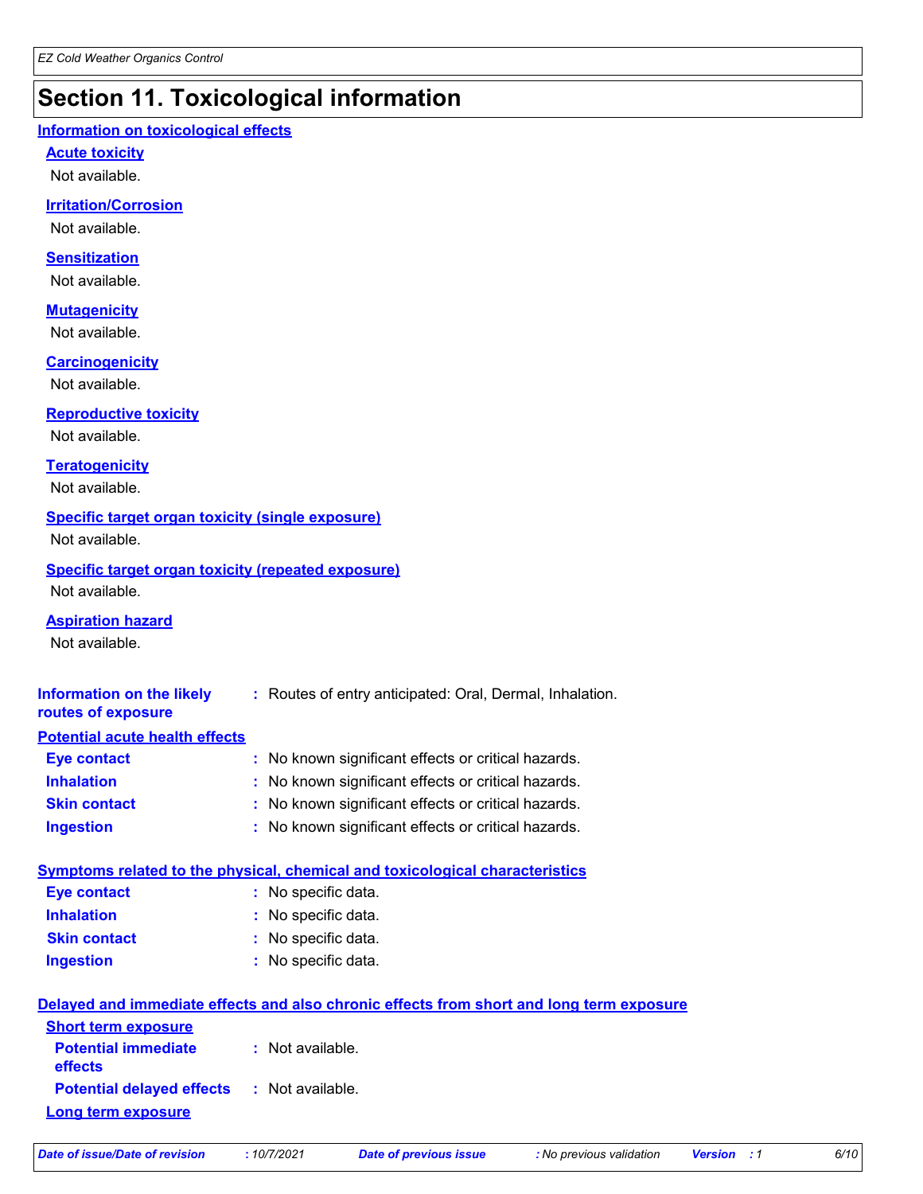# Section 11. Toxicological information

## Information on toxicological effects

### Acute toxicity

Not available.

### Irritation/Corrosion

Not available.

### Sensitization

Not available.

### Mutagenicity

Not available.

### Carcinogenicity

Not available.

### Reproductive toxicity

Not available.

### Teratogenicity

Not available.

### Specific target organ toxicity (single exposure)

Not available.

### Specific target organ toxicity (repeated exposure)

Not available.

### Aspiration hazard

Not available.

**Information on the likely routes of exposure** : Routes of entry anticipated: Oral, Dermal, Inhalation.

## Potential acute health effects

**Eye contact** : No known significant effects or critical hazards.

**Inhalation** : No known significant effects or critical hazards.

**Skin contact** : No known significant effects or critical hazards.

**Ingestion** : No known significant effects or critical hazards.

## Symptoms related to the physical, chemical and toxicological characteristics

**Eye contact** : No specific data.

**Inhalation** : No specific data.

**Skin contact** : No specific data.

**Ingestion** : No specific data.

## Delayed and immediate effects and also chronic effects from short and long term exposure

### Short term exposure

**Potential immediate effects** : Not available.

**Potential delayed effects** : Not available.

### Long term exposure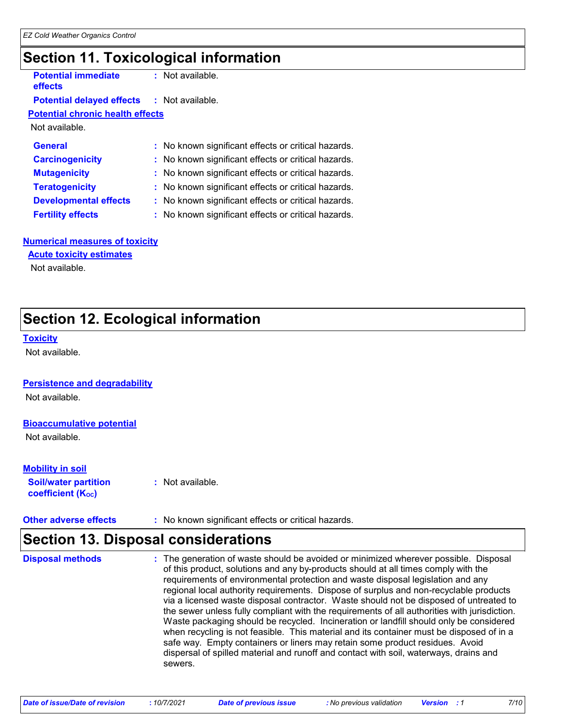## Section 11. Toxicological information

**Potential immediate effects** : Not available.

**Potential delayed effects** : Not available.

**Potential chronic health effects**

Not available.

**General** : No known significant effects or critical hazards.

**Carcinogenicity** : No known significant effects or critical hazards.

**Mutagenicity** : No known significant effects or critical hazards.

**Teratogenicity** : No known significant effects or critical hazards.

**Developmental effects** : No known significant effects or critical hazards.

**Fertility effects** : No known significant effects or critical hazards.

**Numerical measures of toxicity**

**Acute toxicity estimates**

Not available.

## Section 12. Ecological information

**Toxicity**

Not available.

**Persistence and degradability**

Not available.

**Bioaccumulative potential**

Not available.

**Mobility in soil**

**Soil/water partition coefficient ($K_{OC}$)** : Not available.

**Other adverse effects** : No known significant effects or critical hazards.

## Section 13. Disposal considerations

**Disposal methods** : The generation of waste should be avoided or minimized wherever possible. Disposal of this product, solutions and any by-products should at all times comply with the requirements of environmental protection and waste disposal legislation and any regional local authority requirements. Dispose of surplus and non-recyclable products via a licensed waste disposal contractor. Waste should not be disposed of untreated to the sewer unless fully compliant with the requirements of all authorities with jurisdiction. Waste packaging should be recycled. Incineration or landfill should only be considered when recycling is not feasible. This material and its container must be disposed of in a safe way. Empty containers or liners may retain some product residues. Avoid dispersal of spilled material and runoff and contact with soil, waterways, drains and sewers.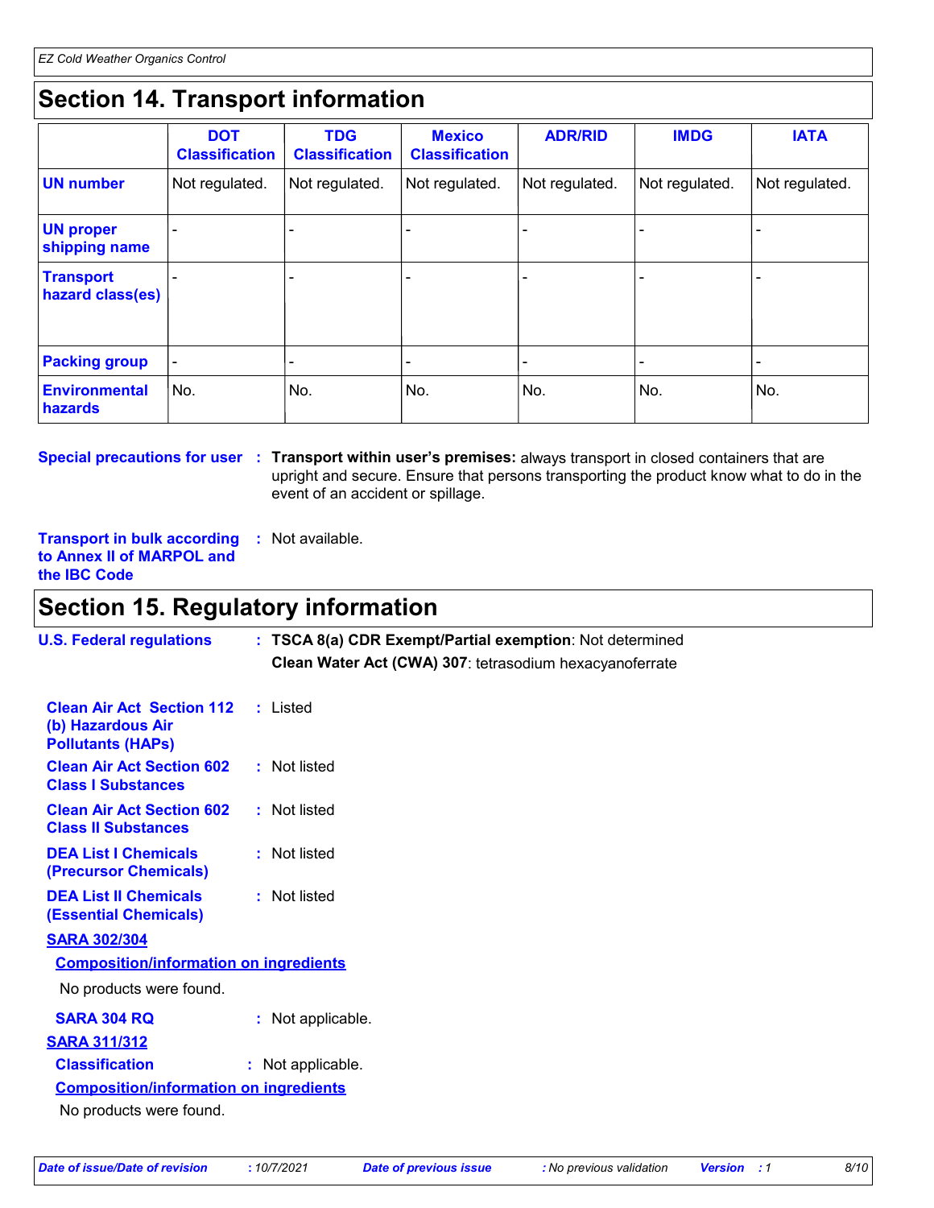## Section 14. Transport information

| | DOT Classification | TDG Classification | Mexico Classification | ADR/RID | IMDG | IATA |
|---|---|---|---|---|---|---|
| **UN number** | Not regulated. | Not regulated. | Not regulated. | Not regulated. | Not regulated. | Not regulated. |
| **UN proper shipping name** | - | - | - | - | - | - |
| **Transport hazard class(es)** | - | - | - | - | - | - |
| **Packing group** | - | - | - | - | - | - |
| **Environmental hazards** | No. | No. | No. | No. | No. | No. |

**Special precautions for user** : **Transport within user's premises:** always transport in closed containers that are upright and secure. Ensure that persons transporting the product know what to do in the event of an accident or spillage.

**Transport in bulk according to Annex II of MARPOL and the IBC Code** : Not available.

## Section 15. Regulatory information

**U.S. Federal regulations** : **TSCA 8(a) CDR Exempt/Partial exemption**: Not determined
**Clean Water Act (CWA) 307**: tetrasodium hexacyanoferrate

**Clean Air Act Section 112 (b) Hazardous Air Pollutants (HAPs)** : Listed

**Clean Air Act Section 602 Class I Substances** : Not listed

**Clean Air Act Section 602 Class II Substances** : Not listed

**DEA List I Chemicals (Precursor Chemicals)** : Not listed

**DEA List II Chemicals (Essential Chemicals)** : Not listed

**SARA 302/304**

**Composition/information on ingredients**

No products were found.

**SARA 304 RQ** : Not applicable.

**SARA 311/312**

**Classification** : Not applicable.

**Composition/information on ingredients**

No products were found.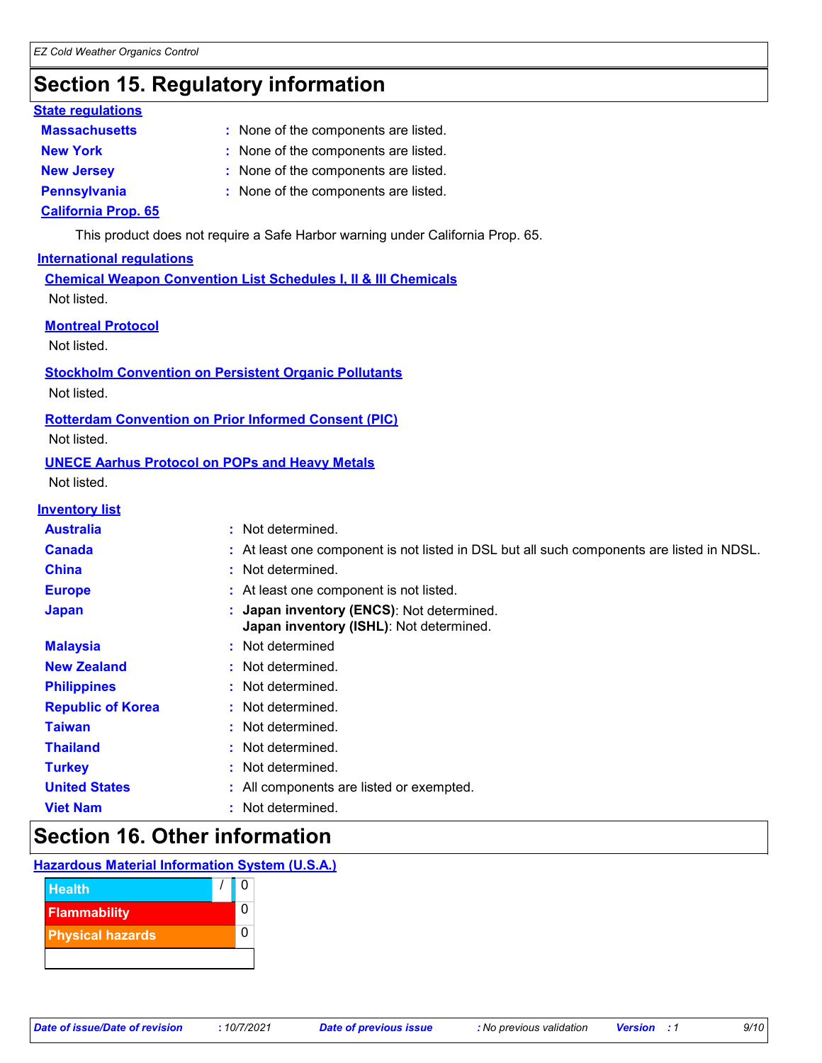# Section 15. Regulatory information

### State regulations

**Massachusetts** : None of the components are listed.

**New York** : None of the components are listed.

**New Jersey** : None of the components are listed.

**Pennsylvania** : None of the components are listed.

**California Prop. 65**

This product does not require a Safe Harbor warning under California Prop. 65.

### International regulations

**Chemical Weapon Convention List Schedules I, II & III Chemicals**

Not listed.

**Montreal Protocol**

Not listed.

**Stockholm Convention on Persistent Organic Pollutants**

Not listed.

**Rotterdam Convention on Prior Informed Consent (PIC)**

Not listed.

**UNECE Aarhus Protocol on POPs and Heavy Metals**

Not listed.

### Inventory list

**Australia** : Not determined.

**Canada** : At least one component is not listed in DSL but all such components are listed in NDSL.

**China** : Not determined.

**Europe** : At least one component is not listed.

**Japan** : **Japan inventory (ENCS)**: Not determined.
**Japan inventory (ISHL)**: Not determined.

**Malaysia** : Not determined

**New Zealand** : Not determined.

**Philippines** : Not determined.

**Republic of Korea** : Not determined.

**Taiwan** : Not determined.

**Thailand** : Not determined.

**Turkey** : Not determined.

**United States** : All components are listed or exempted.

**Viet Nam** : Not determined.

# Section 16. Other information

### Hazardous Material Information System (U.S.A.)

| | | |
|---|---|---|
| Health | / | 0 |
| Flammability | | 0 |
| Physical hazards | | 0 |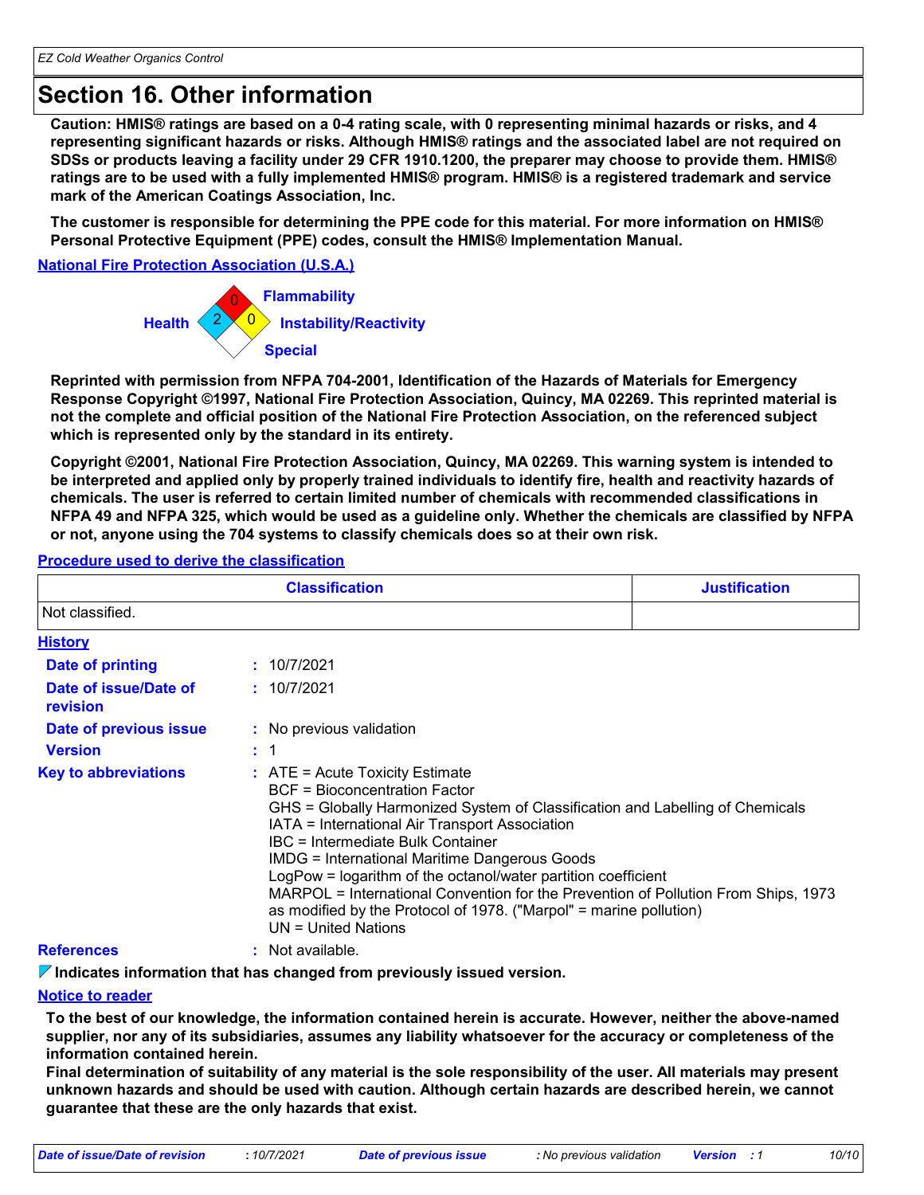# Section 16. Other information

**Caution: HMIS® ratings are based on a 0-4 rating scale, with 0 representing minimal hazards or risks, and 4 representing significant hazards or risks. Although HMIS® ratings and the associated label are not required on SDSs or products leaving a facility under 29 CFR 1910.1200, the preparer may choose to provide them. HMIS® ratings are to be used with a fully implemented HMIS® program. HMIS® is a registered trademark and service mark of the American Coatings Association, Inc.**

**The customer is responsible for determining the PPE code for this material. For more information on HMIS® Personal Protective Equipment (PPE) codes, consult the HMIS® Implementation Manual.**

**National Fire Protection Association (U.S.A.)**

Flammability: 0
Health: 2
Instability/Reactivity: 0
Special

**Reprinted with permission from NFPA 704-2001, Identification of the Hazards of Materials for Emergency Response Copyright ©1997, National Fire Protection Association, Quincy, MA 02269. This reprinted material is not the complete and official position of the National Fire Protection Association, on the referenced subject which is represented only by the standard in its entirety.**

**Copyright ©2001, National Fire Protection Association, Quincy, MA 02269. This warning system is intended to be interpreted and applied only by properly trained individuals to identify fire, health and reactivity hazards of chemicals. The user is referred to certain limited number of chemicals with recommended classifications in NFPA 49 and NFPA 325, which would be used as a guideline only. Whether the chemicals are classified by NFPA or not, anyone using the 704 systems to classify chemicals does so at their own risk.**

**Procedure used to derive the classification**

| Classification | Justification |
|---|---|
| Not classified. | |

**History**

**Date of printing** : 10/7/2021

**Date of issue/Date of revision** : 10/7/2021

**Date of previous issue** : No previous validation

**Version** : 1

**Key to abbreviations** :
ATE = Acute Toxicity Estimate
BCF = Bioconcentration Factor
GHS = Globally Harmonized System of Classification and Labelling of Chemicals
IATA = International Air Transport Association
IBC = Intermediate Bulk Container
IMDG = International Maritime Dangerous Goods
LogPow = logarithm of the octanol/water partition coefficient
MARPOL = International Convention for the Prevention of Pollution From Ships, 1973 as modified by the Protocol of 1978. ("Marpol" = marine pollution)
UN = United Nations

**References** : Not available.

**Indicates information that has changed from previously issued version.**

**Notice to reader**

**To the best of our knowledge, the information contained herein is accurate. However, neither the above-named supplier, nor any of its subsidiaries, assumes any liability whatsoever for the accuracy or completeness of the information contained herein.**
**Final determination of suitability of any material is the sole responsibility of the user. All materials may present unknown hazards and should be used with caution. Although certain hazards are described herein, we cannot guarantee that these are the only hazards that exist.**